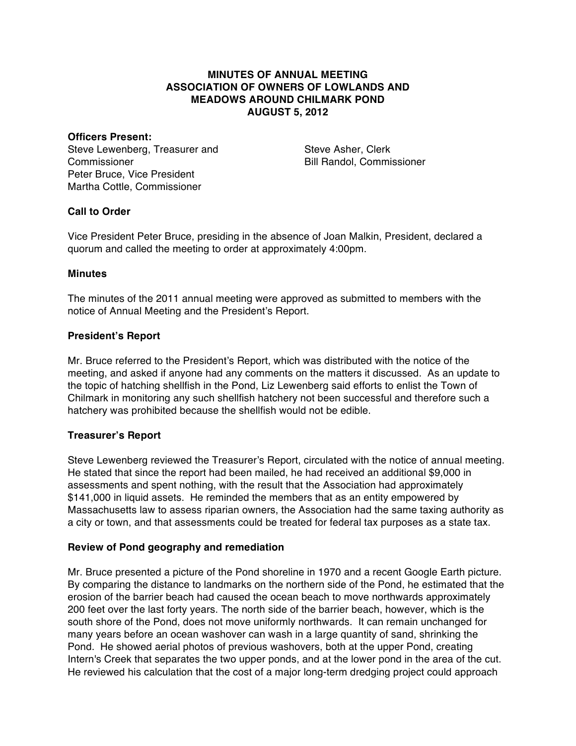**MINUTES OF ANNUAL MEETING**
**ASSOCIATION OF OWNERS OF LOWLANDS AND**
**MEADOWS AROUND CHILMARK POND**
**AUGUST 5, 2012**

**Officers Present:**
Steve Lewenberg, Treasurer and Commissioner
Peter Bruce, Vice President
Martha Cottle, Commissioner
Steve Asher, Clerk
Bill Randol, Commissioner

**Call to Order**

Vice President Peter Bruce, presiding in the absence of Joan Malkin, President, declared a quorum and called the meeting to order at approximately 4:00pm.

**Minutes**

The minutes of the 2011 annual meeting were approved as submitted to members with the notice of Annual Meeting and the President's Report.

**President's Report**

Mr. Bruce referred to the President's Report, which was distributed with the notice of the meeting, and asked if anyone had any comments on the matters it discussed. As an update to the topic of hatching shellfish in the Pond, Liz Lewenberg said efforts to enlist the Town of Chilmark in monitoring any such shellfish hatchery not been successful and therefore such a hatchery was prohibited because the shellfish would not be edible.

**Treasurer's Report**

Steve Lewenberg reviewed the Treasurer's Report, circulated with the notice of annual meeting. He stated that since the report had been mailed, he had received an additional $9,000 in assessments and spent nothing, with the result that the Association had approximately $141,000 in liquid assets. He reminded the members that as an entity empowered by Massachusetts law to assess riparian owners, the Association had the same taxing authority as a city or town, and that assessments could be treated for federal tax purposes as a state tax.

**Review of Pond geography and remediation**

Mr. Bruce presented a picture of the Pond shoreline in 1970 and a recent Google Earth picture. By comparing the distance to landmarks on the northern side of the Pond, he estimated that the erosion of the barrier beach had caused the ocean beach to move northwards approximately 200 feet over the last forty years. The north side of the barrier beach, however, which is the south shore of the Pond, does not move uniformly northwards. It can remain unchanged for many years before an ocean washover can wash in a large quantity of sand, shrinking the Pond. He showed aerial photos of previous washovers, both at the upper Pond, creating Intern's Creek that separates the two upper ponds, and at the lower pond in the area of the cut. He reviewed his calculation that the cost of a major long-term dredging project could approach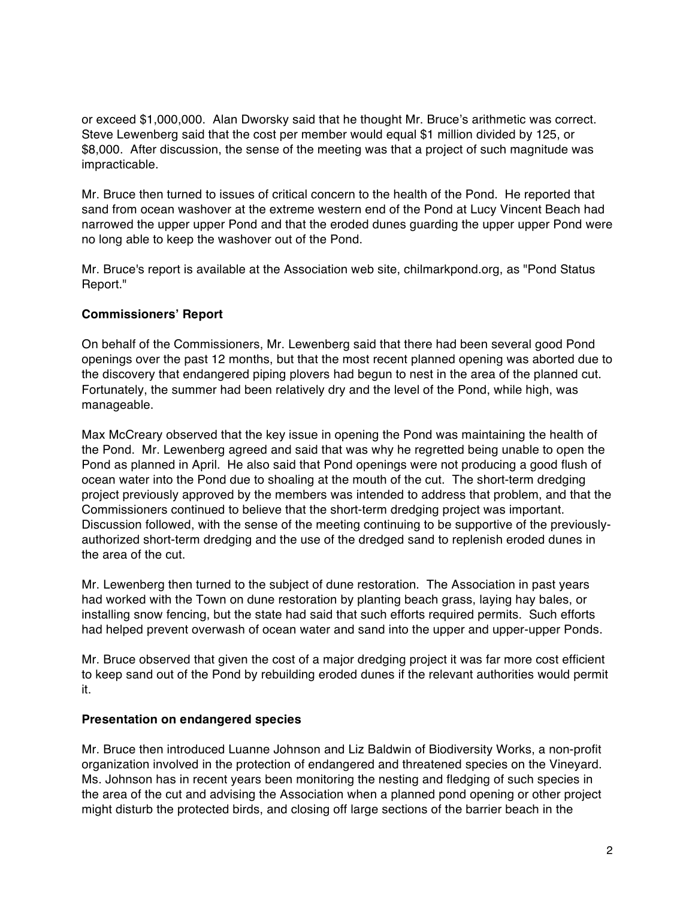or exceed $1,000,000. Alan Dworsky said that he thought Mr. Bruce's arithmetic was correct. Steve Lewenberg said that the cost per member would equal $1 million divided by 125, or $8,000. After discussion, the sense of the meeting was that a project of such magnitude was impracticable.

Mr. Bruce then turned to issues of critical concern to the health of the Pond. He reported that sand from ocean washover at the extreme western end of the Pond at Lucy Vincent Beach had narrowed the upper upper Pond and that the eroded dunes guarding the upper upper Pond were no long able to keep the washover out of the Pond.

Mr. Bruce's report is available at the Association web site, chilmarkpond.org, as "Pond Status Report."

**Commissioners' Report**

On behalf of the Commissioners, Mr. Lewenberg said that there had been several good Pond openings over the past 12 months, but that the most recent planned opening was aborted due to the discovery that endangered piping plovers had begun to nest in the area of the planned cut. Fortunately, the summer had been relatively dry and the level of the Pond, while high, was manageable.

Max McCreary observed that the key issue in opening the Pond was maintaining the health of the Pond. Mr. Lewenberg agreed and said that was why he regretted being unable to open the Pond as planned in April. He also said that Pond openings were not producing a good flush of ocean water into the Pond due to shoaling at the mouth of the cut. The short-term dredging project previously approved by the members was intended to address that problem, and that the Commissioners continued to believe that the short-term dredging project was important. Discussion followed, with the sense of the meeting continuing to be supportive of the previously-authorized short-term dredging and the use of the dredged sand to replenish eroded dunes in the area of the cut.

Mr. Lewenberg then turned to the subject of dune restoration. The Association in past years had worked with the Town on dune restoration by planting beach grass, laying hay bales, or installing snow fencing, but the state had said that such efforts required permits. Such efforts had helped prevent overwash of ocean water and sand into the upper and upper-upper Ponds.

Mr. Bruce observed that given the cost of a major dredging project it was far more cost efficient to keep sand out of the Pond by rebuilding eroded dunes if the relevant authorities would permit it.

**Presentation on endangered species**

Mr. Bruce then introduced Luanne Johnson and Liz Baldwin of Biodiversity Works, a non-profit organization involved in the protection of endangered and threatened species on the Vineyard. Ms. Johnson has in recent years been monitoring the nesting and fledging of such species in the area of the cut and advising the Association when a planned pond opening or other project might disturb the protected birds, and closing off large sections of the barrier beach in the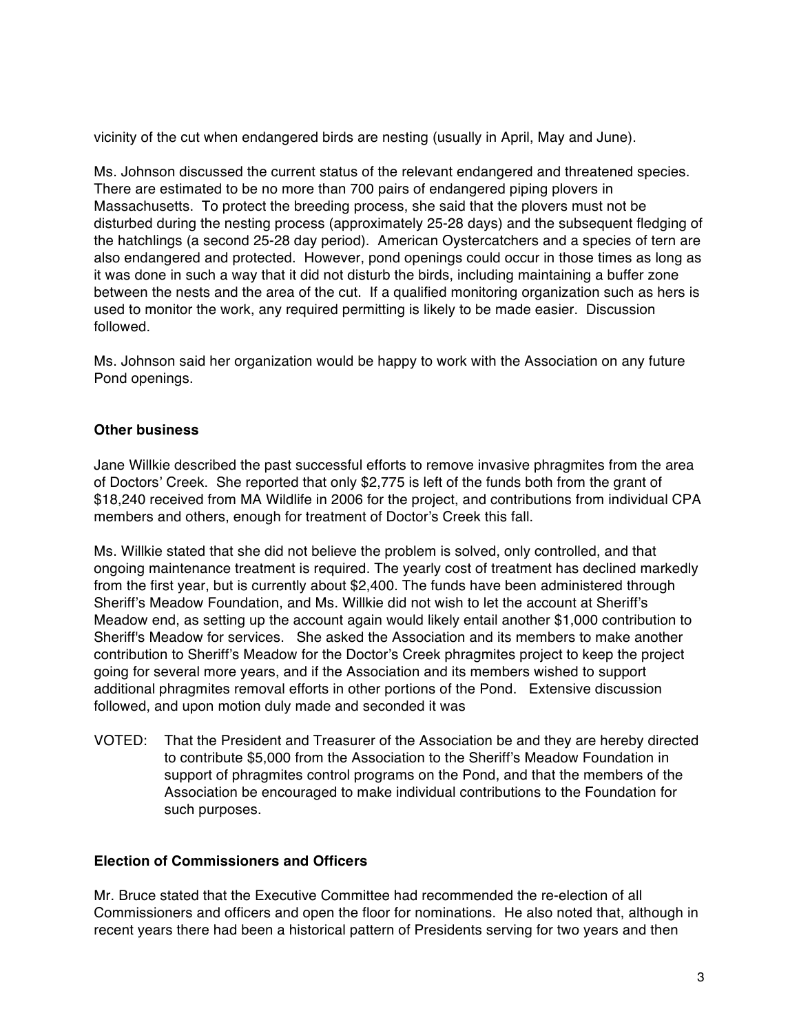vicinity of the cut when endangered birds are nesting (usually in April, May and June).

Ms. Johnson discussed the current status of the relevant endangered and threatened species. There are estimated to be no more than 700 pairs of endangered piping plovers in Massachusetts. To protect the breeding process, she said that the plovers must not be disturbed during the nesting process (approximately 25-28 days) and the subsequent fledging of the hatchlings (a second 25-28 day period). American Oystercatchers and a species of tern are also endangered and protected. However, pond openings could occur in those times as long as it was done in such a way that it did not disturb the birds, including maintaining a buffer zone between the nests and the area of the cut. If a qualified monitoring organization such as hers is used to monitor the work, any required permitting is likely to be made easier. Discussion followed.

Ms. Johnson said her organization would be happy to work with the Association on any future Pond openings.

**Other business**

Jane Willkie described the past successful efforts to remove invasive phragmites from the area of Doctors' Creek. She reported that only $2,775 is left of the funds both from the grant of $18,240 received from MA Wildlife in 2006 for the project, and contributions from individual CPA members and others, enough for treatment of Doctor's Creek this fall.

Ms. Willkie stated that she did not believe the problem is solved, only controlled, and that ongoing maintenance treatment is required. The yearly cost of treatment has declined markedly from the first year, but is currently about $2,400. The funds have been administered through Sheriff's Meadow Foundation, and Ms. Willkie did not wish to let the account at Sheriff's Meadow end, as setting up the account again would likely entail another $1,000 contribution to Sheriff's Meadow for services. She asked the Association and its members to make another contribution to Sheriff's Meadow for the Doctor's Creek phragmites project to keep the project going for several more years, and if the Association and its members wished to support additional phragmites removal efforts in other portions of the Pond. Extensive discussion followed, and upon motion duly made and seconded it was

VOTED: That the President and Treasurer of the Association be and they are hereby directed to contribute $5,000 from the Association to the Sheriff's Meadow Foundation in support of phragmites control programs on the Pond, and that the members of the Association be encouraged to make individual contributions to the Foundation for such purposes.

**Election of Commissioners and Officers**

Mr. Bruce stated that the Executive Committee had recommended the re-election of all Commissioners and officers and open the floor for nominations. He also noted that, although in recent years there had been a historical pattern of Presidents serving for two years and then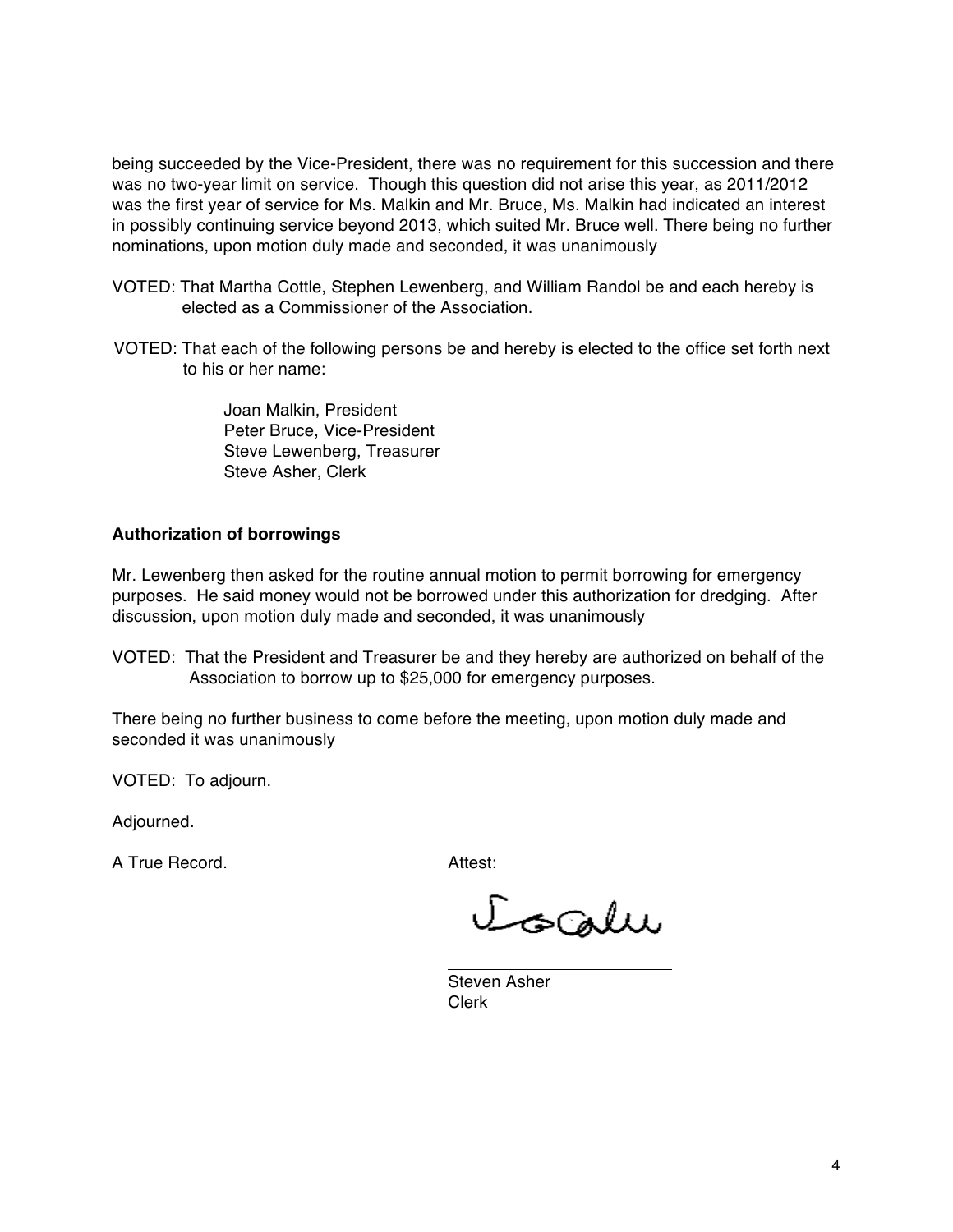being succeeded by the Vice-President, there was no requirement for this succession and there was no two-year limit on service. Though this question did not arise this year, as 2011/2012 was the first year of service for Ms. Malkin and Mr. Bruce, Ms. Malkin had indicated an interest in possibly continuing service beyond 2013, which suited Mr. Bruce well. There being no further nominations, upon motion duly made and seconded, it was unanimously

VOTED: That Martha Cottle, Stephen Lewenberg, and William Randol be and each hereby is elected as a Commissioner of the Association.

VOTED: That each of the following persons be and hereby is elected to the office set forth next to his or her name:

Joan Malkin, President
Peter Bruce, Vice-President
Steve Lewenberg, Treasurer
Steve Asher, Clerk

**Authorization of borrowings**

Mr. Lewenberg then asked for the routine annual motion to permit borrowing for emergency purposes. He said money would not be borrowed under this authorization for dredging. After discussion, upon motion duly made and seconded, it was unanimously

VOTED: That the President and Treasurer be and they hereby are authorized on behalf of the Association to borrow up to $25,000 for emergency purposes.

There being no further business to come before the meeting, upon motion duly made and seconded it was unanimously

VOTED: To adjourn.

Adjourned.

A True Record.

Attest:

Steven Asher
Clerk